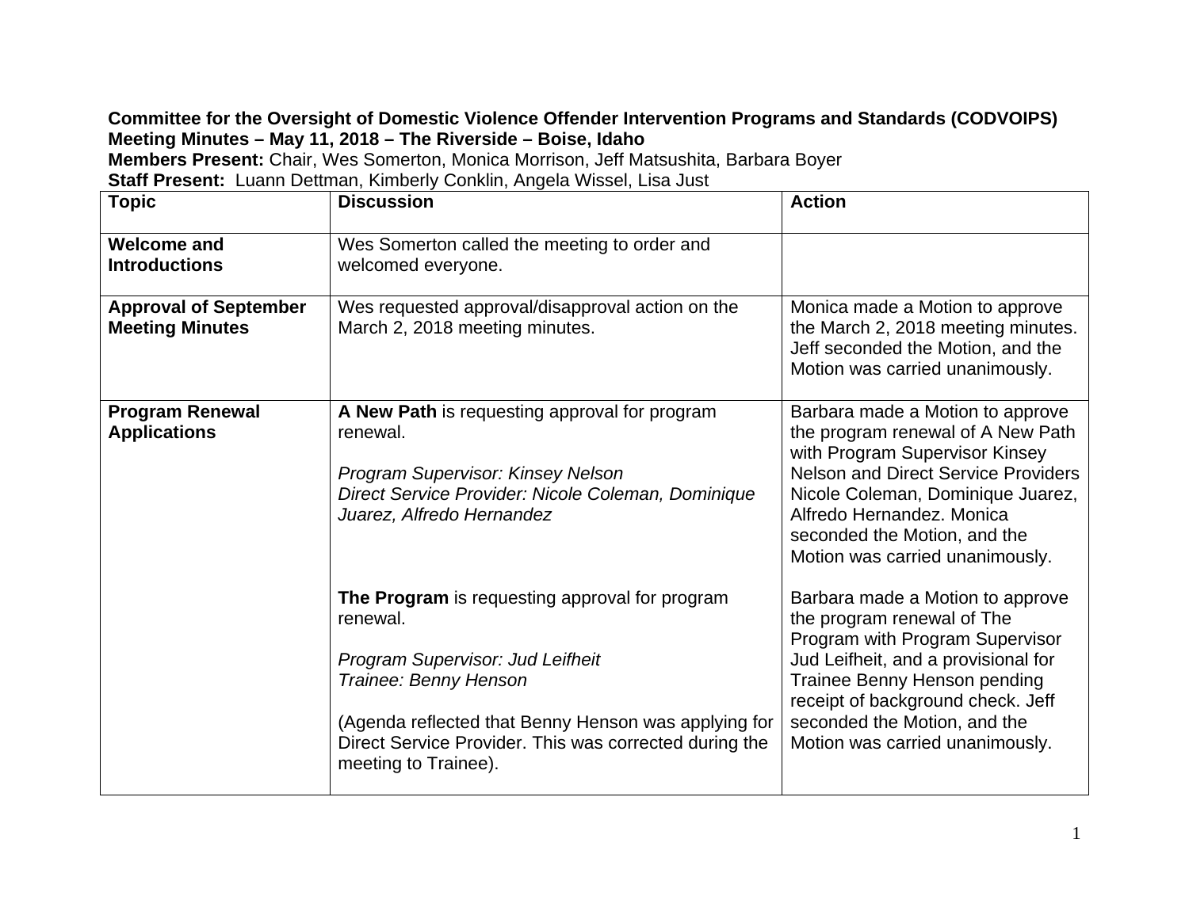**Committee for the Oversight of Domestic Violence Offender Intervention Programs and Standards (CODVOIPS)**
**Meeting Minutes – May 11, 2018 – The Riverside – Boise, Idaho**
**Members Present:** Chair, Wes Somerton, Monica Morrison, Jeff Matsushita, Barbara Boyer
**Staff Present:** Luann Dettman, Kimberly Conklin, Angela Wissel, Lisa Just

| Topic | Discussion | Action |
| --- | --- | --- |
| **Welcome and Introductions** | Wes Somerton called the meeting to order and welcomed everyone. | |
| **Approval of September Meeting Minutes** | Wes requested approval/disapproval action on the March 2, 2018 meeting minutes. | Monica made a Motion to approve the March 2, 2018 meeting minutes. Jeff seconded the Motion, and the Motion was carried unanimously. |
| **Program Renewal Applications** | **A New Path** is requesting approval for program renewal.<br><br>*Program Supervisor: Kinsey Nelson*<br>*Direct Service Provider: Nicole Coleman, Dominique Juarez, Alfredo Hernandez* | Barbara made a Motion to approve the program renewal of A New Path with Program Supervisor Kinsey Nelson and Direct Service Providers Nicole Coleman, Dominique Juarez, Alfredo Hernandez. Monica seconded the Motion, and the Motion was carried unanimously. |
| | **The Program** is requesting approval for program renewal.<br><br>*Program Supervisor: Jud Leifheit*<br>*Trainee: Benny Henson*<br><br>(Agenda reflected that Benny Henson was applying for Direct Service Provider. This was corrected during the meeting to Trainee). | Barbara made a Motion to approve the program renewal of The Program with Program Supervisor Jud Leifheit, and a provisional for Trainee Benny Henson pending receipt of background check. Jeff seconded the Motion, and the Motion was carried unanimously. |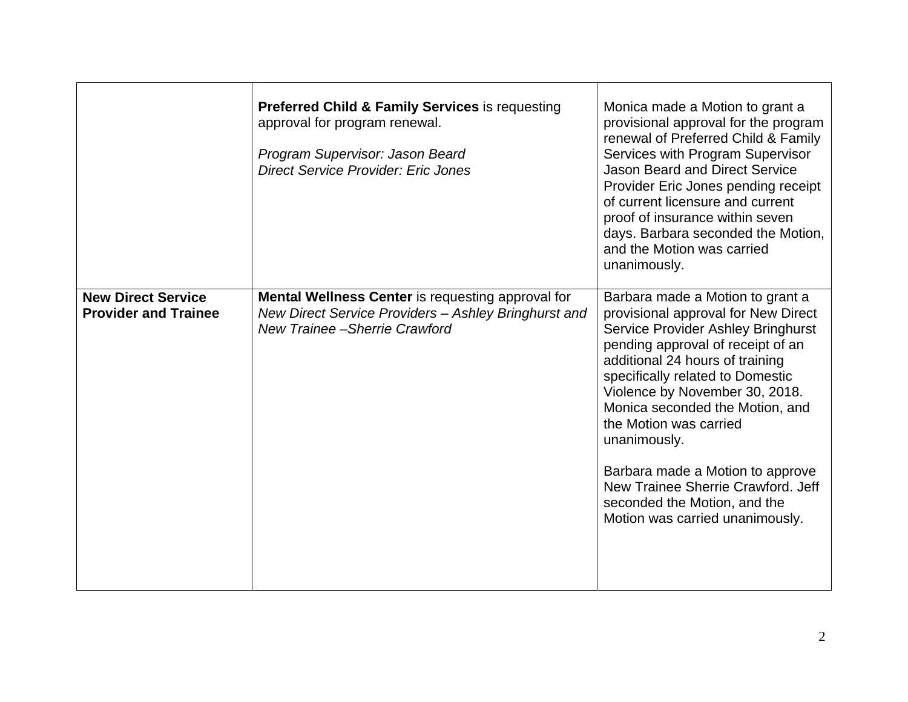| | | |
|---|---|---|
| | **Preferred Child & Family Services** is requesting approval for program renewal.<br><br>*Program Supervisor: Jason Beard*<br>*Direct Service Provider: Eric Jones* | Monica made a Motion to grant a provisional approval for the program renewal of Preferred Child & Family Services with Program Supervisor Jason Beard and Direct Service Provider Eric Jones pending receipt of current licensure and current proof of insurance within seven days. Barbara seconded the Motion, and the Motion was carried unanimously. |
| **New Direct Service Provider and Trainee** | **Mental Wellness Center** is requesting approval for *New Direct Service Providers – Ashley Bringhurst and New Trainee –Sherrie Crawford* | Barbara made a Motion to grant a provisional approval for New Direct Service Provider Ashley Bringhurst pending approval of receipt of an additional 24 hours of training specifically related to Domestic Violence by November 30, 2018. Monica seconded the Motion, and the Motion was carried unanimously.<br><br>Barbara made a Motion to approve New Trainee Sherrie Crawford. Jeff seconded the Motion, and the Motion was carried unanimously. |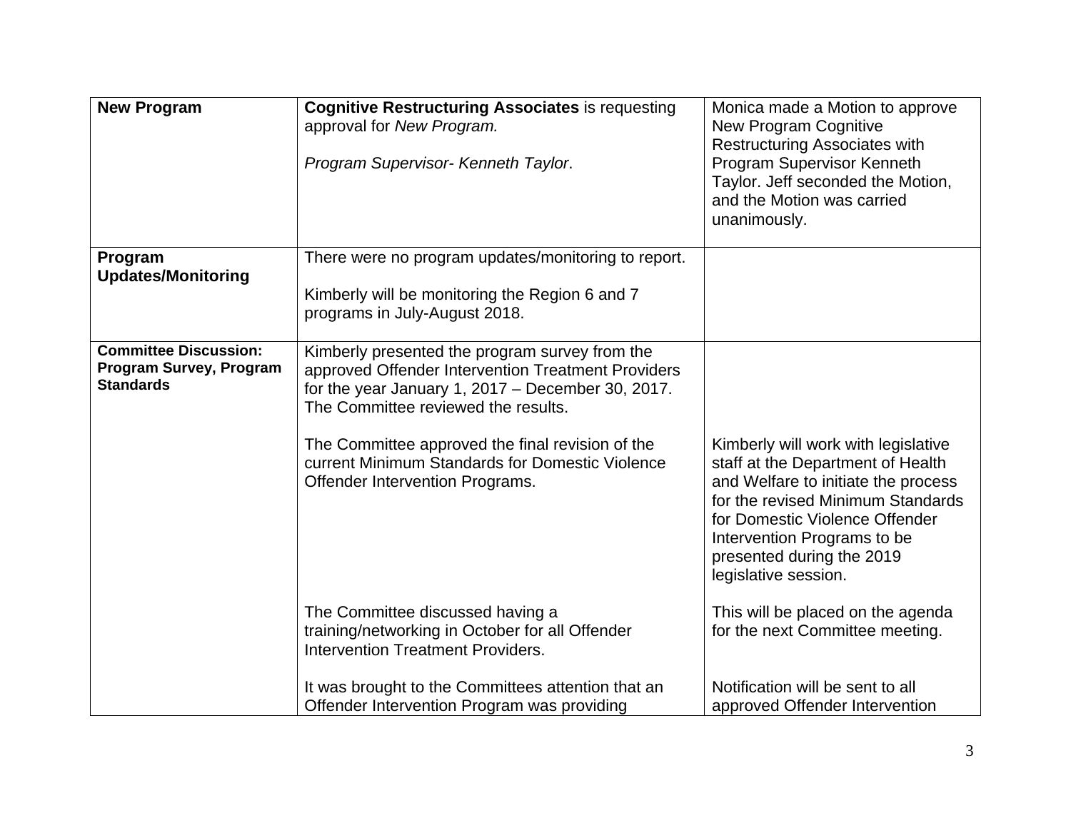| | | |
|---|---|---|
| **New Program** | **Cognitive Restructuring Associates** is requesting approval for *New Program.*<br><br>*Program Supervisor- Kenneth Taylor*. | Monica made a Motion to approve New Program Cognitive Restructuring Associates with Program Supervisor Kenneth Taylor. Jeff seconded the Motion, and the Motion was carried unanimously. |
| **Program Updates/Monitoring** | There were no program updates/monitoring to report.<br><br>Kimberly will be monitoring the Region 6 and 7 programs in July-August 2018. | |
| **Committee Discussion: Program Survey, Program Standards** | Kimberly presented the program survey from the approved Offender Intervention Treatment Providers for the year January 1, 2017 – December 30, 2017. The Committee reviewed the results.<br><br>The Committee approved the final revision of the current Minimum Standards for Domestic Violence Offender Intervention Programs.<br><br>The Committee discussed having a training/networking in October for all Offender Intervention Treatment Providers.<br><br>It was brought to the Committees attention that an Offender Intervention Program was providing | Kimberly will work with legislative staff at the Department of Health and Welfare to initiate the process for the revised Minimum Standards for Domestic Violence Offender Intervention Programs to be presented during the 2019 legislative session.<br><br>This will be placed on the agenda for the next Committee meeting.<br><br>Notification will be sent to all approved Offender Intervention |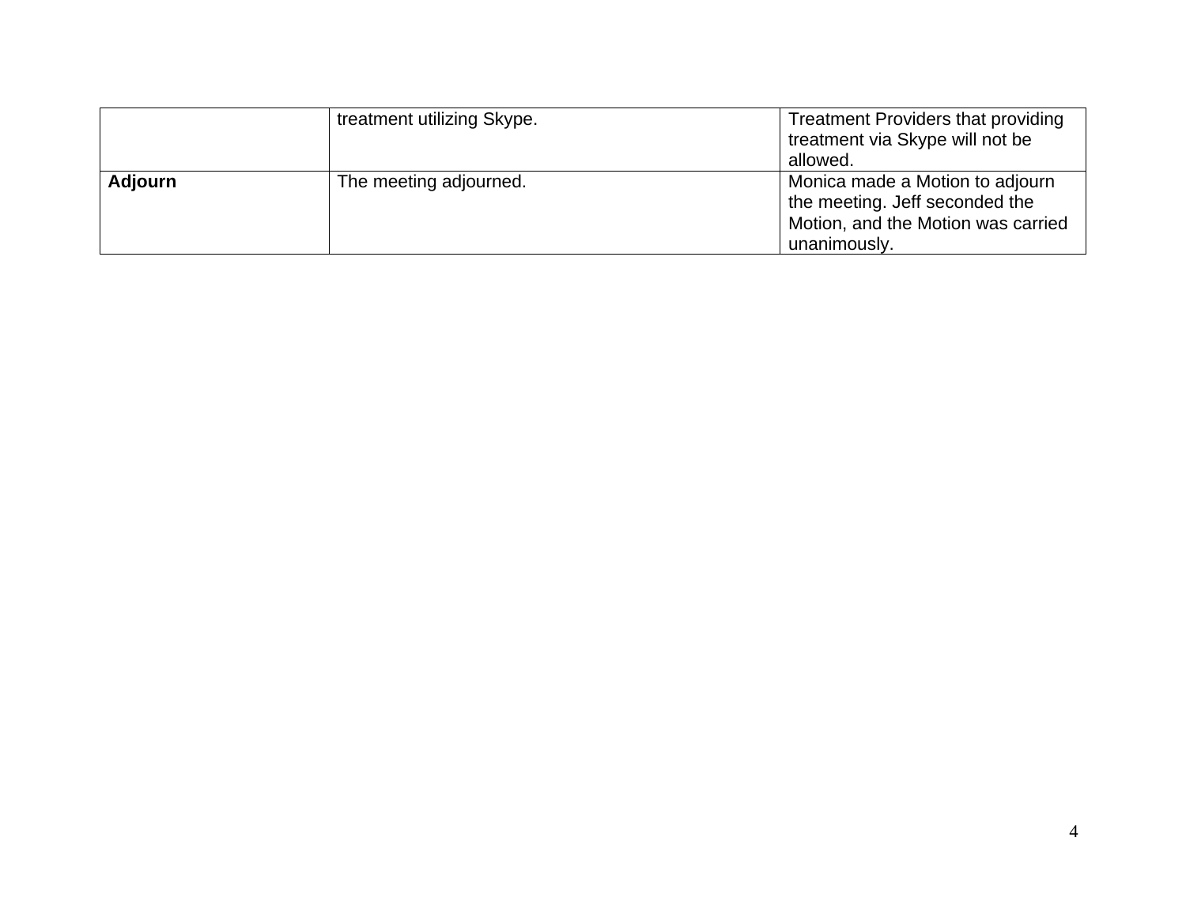| | | |
|---|---|---|
| | treatment utilizing Skype. | Treatment Providers that providing treatment via Skype will not be allowed. |
| **Adjourn** | The meeting adjourned. | Monica made a Motion to adjourn the meeting. Jeff seconded the Motion, and the Motion was carried unanimously. |